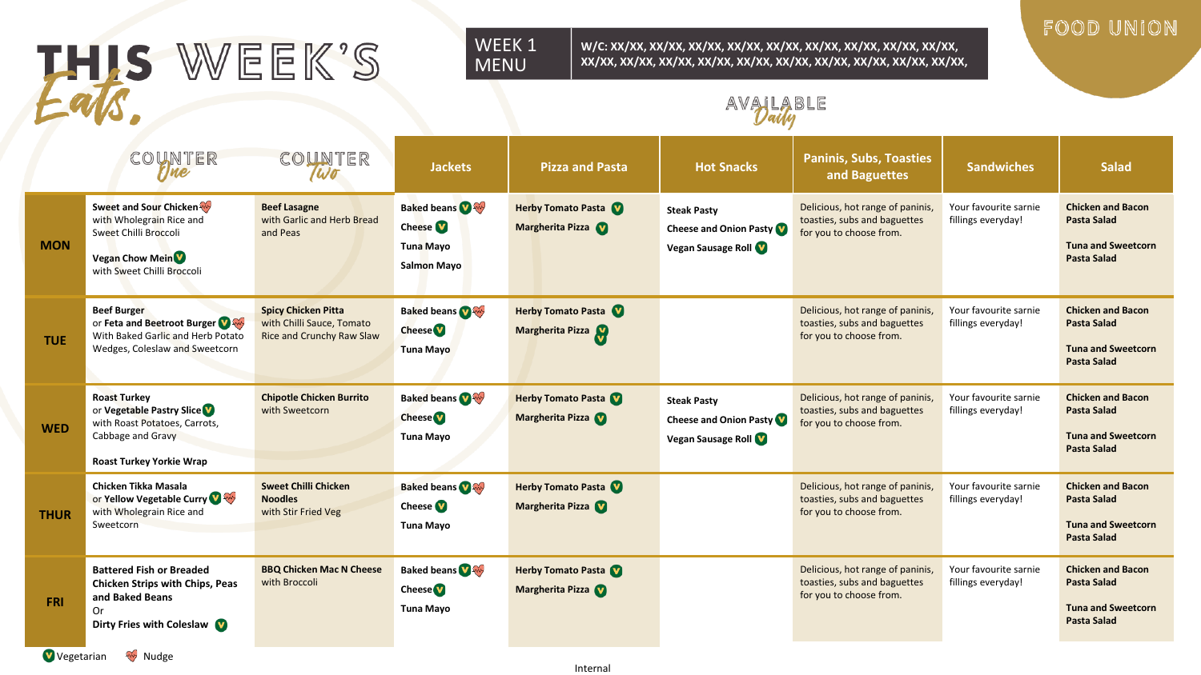# THIS WEEK'S Eats.

**WEEK 1 MENU** | W/C: XX/XX, XX/XX, XX/XX, XX/XX, XX/XX, XX/XX, XX/XX, XX/XX, XX/XX, XX/XX, XX/XX, XX/XX, XX/XX, XX/XX, XX/XX, XX/XX, XX/XX, XX/XX, XX/XX,

FOOD UNION

AVAILABLE Daily

| | COUNTER One | COUNTER Two | Jackets | Pizza and Pasta | Hot Snacks | Paninis, Subs, Toasties and Baguettes | Sandwiches | Salad |
|---|---|---|---|---|---|---|---|---|
| **MON** | **Sweet and Sour Chicken** (Nudge) with Wholegrain Rice and Sweet Chilli Broccoli<br><br>**Vegan Chow Mein** (V) with Sweet Chilli Broccoli | **Beef Lasagne** with Garlic and Herb Bread and Peas | **Baked beans** (V) (Nudge)<br>**Cheese** (V)<br>**Tuna Mayo**<br>**Salmon Mayo** | **Herby Tomato Pasta** (V)<br>**Margherita Pizza** (V) | **Steak Pasty**<br>**Cheese and Onion Pasty** (V)<br>**Vegan Sausage Roll** (V) | Delicious, hot range of paninis, toasties, subs and baguettes for you to choose from. | Your favourite sarnie fillings everyday! | **Chicken and Bacon Pasta Salad**<br><br>**Tuna and Sweetcorn Pasta Salad** |
| **TUE** | **Beef Burger** or **Feta and Beetroot Burger** (V) (Nudge) With Baked Garlic and Herb Potato Wedges, Coleslaw and Sweetcorn | **Spicy Chicken Pitta** with Chilli Sauce, Tomato Rice and Crunchy Raw Slaw | **Baked beans** (V) (Nudge)<br>**Cheese** (V)<br>**Tuna Mayo** | **Herby Tomato Pasta** (V)<br>**Margherita Pizza** (V) | | Delicious, hot range of paninis, toasties, subs and baguettes for you to choose from. | Your favourite sarnie fillings everyday! | **Chicken and Bacon Pasta Salad**<br><br>**Tuna and Sweetcorn Pasta Salad** |
| **WED** | **Roast Turkey** or **Vegetable Pastry Slice** (V) with Roast Potatoes, Carrots, Cabbage and Gravy<br><br>**Roast Turkey Yorkie Wrap** | **Chipotle Chicken Burrito** with Sweetcorn | **Baked beans** (V) (Nudge)<br>**Cheese** (V)<br>**Tuna Mayo** | **Herby Tomato Pasta** (V)<br>**Margherita Pizza** (V) | **Steak Pasty**<br>**Cheese and Onion Pasty** (V)<br>**Vegan Sausage Roll** (V) | Delicious, hot range of paninis, toasties, subs and baguettes for you to choose from. | Your favourite sarnie fillings everyday! | **Chicken and Bacon Pasta Salad**<br><br>**Tuna and Sweetcorn Pasta Salad** |
| **THUR** | **Chicken Tikka Masala** or **Yellow Vegetable Curry** (V) (Nudge) with Wholegrain Rice and Sweetcorn | **Sweet Chilli Chicken Noodles** with Stir Fried Veg | **Baked beans** (V) (Nudge)<br>**Cheese** (V)<br>**Tuna Mayo** | **Herby Tomato Pasta** (V)<br>**Margherita Pizza** (V) | | Delicious, hot range of paninis, toasties, subs and baguettes for you to choose from. | Your favourite sarnie fillings everyday! | **Chicken and Bacon Pasta Salad**<br><br>**Tuna and Sweetcorn Pasta Salad** |
| **FRI** | **Battered Fish or Breaded Chicken Strips with Chips, Peas and Baked Beans**<br>Or<br>**Dirty Fries with Coleslaw** (V) | **BBQ Chicken Mac N Cheese** with Broccoli | **Baked beans** (V) (Nudge)<br>**Cheese** (V)<br>**Tuna Mayo** | **Herby Tomato Pasta** (V)<br>**Margherita Pizza** (V) | | Delicious, hot range of paninis, toasties, subs and baguettes for you to choose from. | Your favourite sarnie fillings everyday! | **Chicken and Bacon Pasta Salad**<br><br>**Tuna and Sweetcorn Pasta Salad** |

(V) Vegetarian (Nudge) Nudge

Internal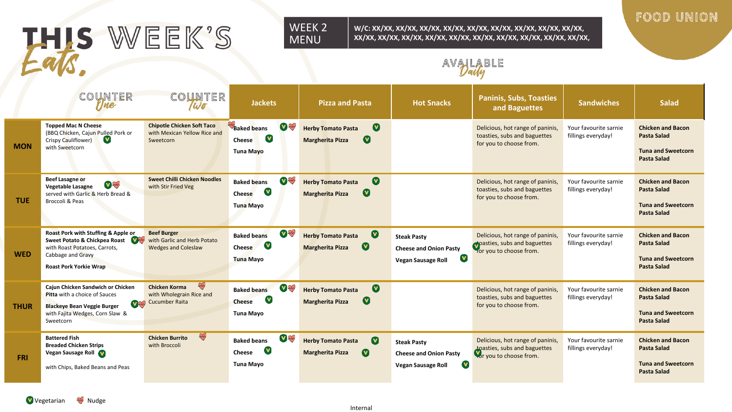# THIS WEEK'S *Eats.*

**WEEK 2 MENU**

**W/C: XX/XX, XX/XX, XX/XX, XX/XX, XX/XX, XX/XX, XX/XX, XX/XX, XX/XX, XX/XX, XX/XX, XX/XX, XX/XX, XX/XX, XX/XX, XX/XX, XX/XX, XX/XX,**

FOOD UNION

AVAILABLE *Daily*

| | COUNTER *One* | COUNTER *Two* | Jackets | Pizza and Pasta | Hot Snacks | Paninis, Subs, Toasties and Baguettes | Sandwiches | Salad |
|---|---|---|---|---|---|---|---|---|
| **MON** | **Topped Mac N Cheese** (BBQ Chicken, Cajun Pulled Pork or Crispy Cauliflower) (V) with Sweetcorn | **Chipotle Chicken Soft Taco** with Mexican Yellow Rice and Sweetcorn | **Baked beans** (V) (Nudge)<br>**Cheese** (V)<br>**Tuna Mayo** | **Herby Tomato Pasta** (V)<br>**Margherita Pizza** (V) | | Delicious, hot range of paninis, toasties, subs and baguettes for you to choose from. | Your favourite sarnie fillings everyday! | **Chicken and Bacon Pasta Salad**<br>**Tuna and Sweetcorn Pasta Salad** |
| **TUE** | **Beef Lasagne or Vegetable Lasagne** (V) (Nudge) served with Garlic & Herb Bread & Broccoli & Peas | **Sweet Chilli Chicken Noodles** with Stir Fried Veg | **Baked beans** (V) (Nudge)<br>**Cheese** (V)<br>**Tuna Mayo** | **Herby Tomato Pasta** (V)<br>**Margherita Pizza** (V) | | Delicious, hot range of paninis, toasties, subs and baguettes for you to choose from. | Your favourite sarnie fillings everyday! | **Chicken and Bacon Pasta Salad**<br>**Tuna and Sweetcorn Pasta Salad** |
| **WED** | **Roast Pork with Stuffing & Apple or Sweet Potato & Chickpea Roast** (V) (Nudge) with Roast Potatoes, Carrots, Cabbage and Gravy<br>**Roast Pork Yorkie Wrap** | **Beef Burger** with Garlic and Herb Potato Wedges and Coleslaw | **Baked beans** (V) (Nudge)<br>**Cheese** (V)<br>**Tuna Mayo** | **Herby Tomato Pasta** (V)<br>**Margherita Pizza** (V) | **Steak Pasty**<br>**Cheese and Onion Pasty**<br>**Vegan Sausage Roll** (V) | Delicious, hot range of paninis, toasties, subs and baguettes for you to choose from. (V) | Your favourite sarnie fillings everyday! | **Chicken and Bacon Pasta Salad**<br>**Tuna and Sweetcorn Pasta Salad** |
| **THUR** | **Cajun Chicken Sandwich or Chicken Pitta** with a choice of Sauces<br>**Blackeye Bean Veggie Burger** (V) (Nudge) with Fajita Wedges, Corn Slaw & Sweetcorn | **Chicken Korma** (Nudge) with Wholegrain Rice and Cucumber Raita | **Baked beans** (V) (Nudge)<br>**Cheese** (V)<br>**Tuna Mayo** | **Herby Tomato Pasta** (V)<br>**Margherita Pizza** (V) | | Delicious, hot range of paninis, toasties, subs and baguettes for you to choose from. | Your favourite sarnie fillings everyday! | **Chicken and Bacon Pasta Salad**<br>**Tuna and Sweetcorn Pasta Salad** |
| **FRI** | **Battered Fish**<br>**Breaded Chicken Strips**<br>**Vegan Sausage Roll** (V)<br>with Chips, Baked Beans and Peas | **Chicken Burrito** (Nudge) with Broccoli | **Baked beans** (V) (Nudge)<br>**Cheese** (V)<br>**Tuna Mayo** | **Herby Tomato Pasta** (V)<br>**Margherita Pizza** (V) | **Steak Pasty**<br>**Cheese and Onion Pasty**<br>**Vegan Sausage Roll** (V) | Delicious, hot range of paninis, toasties, subs and baguettes for you to choose from. (V) | Your favourite sarnie fillings everyday! | **Chicken and Bacon Pasta Salad**<br>**Tuna and Sweetcorn Pasta Salad** |

(V) Vegetarian (Nudge) Nudge

Internal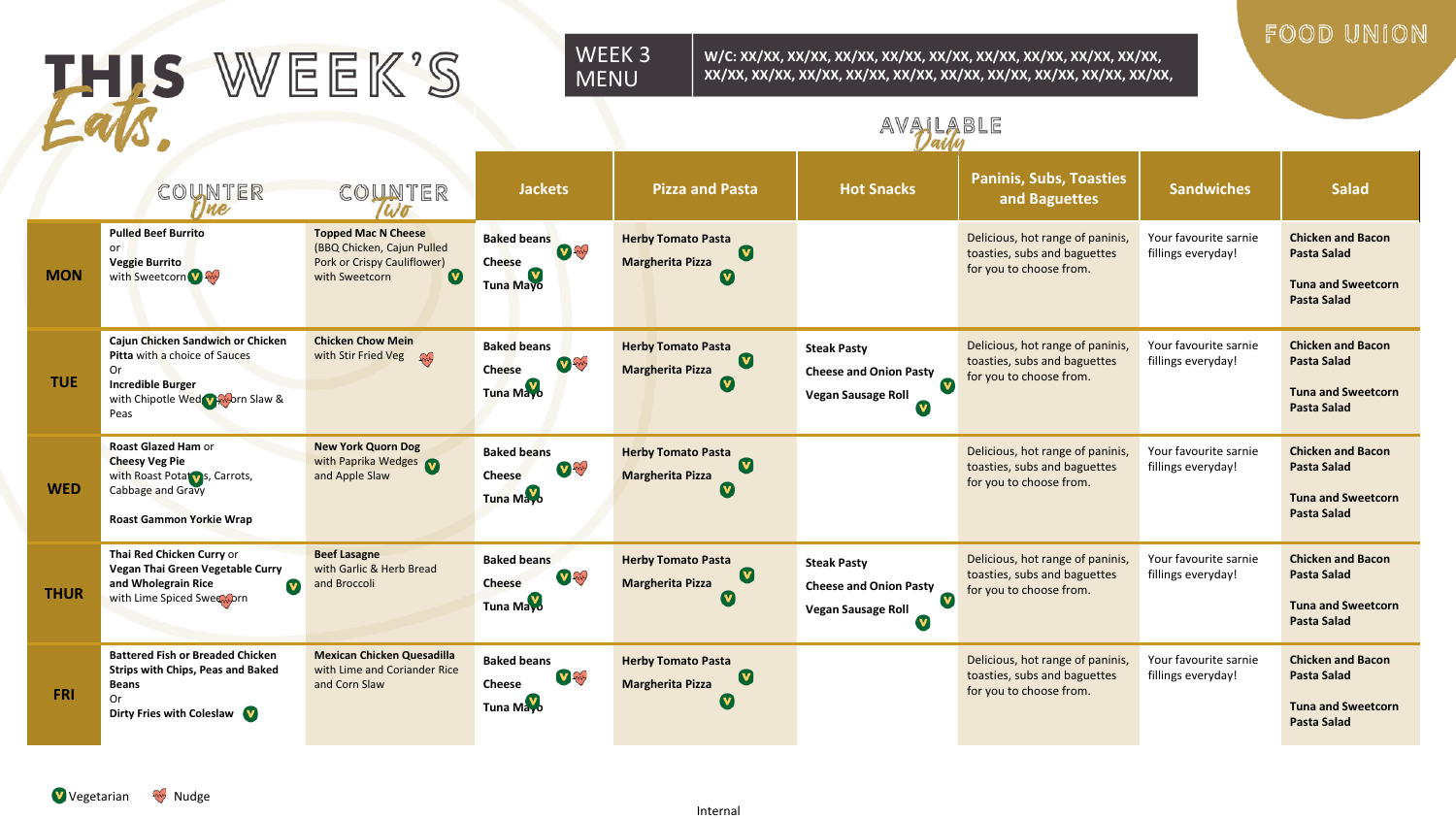# THIS WEEK'S Eats.

**WEEK 3 MENU**

**W/C: XX/XX, XX/XX, XX/XX, XX/XX, XX/XX, XX/XX, XX/XX, XX/XX, XX/XX, XX/XX, XX/XX, XX/XX, XX/XX, XX/XX, XX/XX, XX/XX, XX/XX, XX/XX,**

FOOD UNION

AVAILABLE Daily

| | COUNTER One | COUNTER Two | Jackets | Pizza and Pasta | Hot Snacks | Paninis, Subs, Toasties and Baguettes | Sandwiches | Salad |
|---|---|---|---|---|---|---|---|---|
| **MON** | **Pulled Beef Burrito** or **Veggie Burrito** with Sweetcorn (V) (Nudge) | **Topped Mac N Cheese** (BBQ Chicken, Cajun Pulled Pork or Crispy Cauliflower) with Sweetcorn (V) | **Baked beans** (V) (Nudge) **Cheese** (V) **Tuna Mayo** | **Herby Tomato Pasta** (V) **Margherita Pizza** (V) | | Delicious, hot range of paninis, toasties, subs and baguettes for you to choose from. | Your favourite sarnie fillings everyday! | **Chicken and Bacon Pasta Salad** **Tuna and Sweetcorn Pasta Salad** |
| **TUE** | **Cajun Chicken Sandwich or Chicken Pitta** with a choice of Sauces Or **Incredible Burger** with Chipotle Wedges (V) (Nudge) Corn Slaw & Peas | **Chicken Chow Mein** with Stir Fried Veg (Nudge) | **Baked beans** (V) (Nudge) **Cheese** (V) **Tuna Mayo** | **Herby Tomato Pasta** (V) **Margherita Pizza** (V) | **Steak Pasty** **Cheese and Onion Pasty** (V) **Vegan Sausage Roll** (V) | Delicious, hot range of paninis, toasties, subs and baguettes for you to choose from. | Your favourite sarnie fillings everyday! | **Chicken and Bacon Pasta Salad** **Tuna and Sweetcorn Pasta Salad** |
| **WED** | **Roast Glazed Ham** or **Cheesy Veg Pie** with Roast Potatoes (V), Carrots, Cabbage and Gravy **Roast Gammon Yorkie Wrap** | **New York Quorn Dog** with Paprika Wedges (V) and Apple Slaw | **Baked beans** (V) (Nudge) **Cheese** (V) **Tuna Mayo** | **Herby Tomato Pasta** (V) **Margherita Pizza** (V) | | Delicious, hot range of paninis, toasties, subs and baguettes for you to choose from. | Your favourite sarnie fillings everyday! | **Chicken and Bacon Pasta Salad** **Tuna and Sweetcorn Pasta Salad** |
| **THUR** | **Thai Red Chicken Curry** or **Vegan Thai Green Vegetable Curry and Wholegrain Rice** (V) with Lime Spiced Sweetcorn (Nudge) | **Beef Lasagne** with Garlic & Herb Bread and Broccoli | **Baked beans** (V) (Nudge) **Cheese** (V) **Tuna Mayo** | **Herby Tomato Pasta** (V) **Margherita Pizza** (V) | **Steak Pasty** **Cheese and Onion Pasty** (V) **Vegan Sausage Roll** (V) | Delicious, hot range of paninis, toasties, subs and baguettes for you to choose from. | Your favourite sarnie fillings everyday! | **Chicken and Bacon Pasta Salad** **Tuna and Sweetcorn Pasta Salad** |
| **FRI** | **Battered Fish or Breaded Chicken Strips with Chips, Peas and Baked Beans** Or **Dirty Fries with Coleslaw** (V) | **Mexican Chicken Quesadilla** with Lime and Coriander Rice and Corn Slaw | **Baked beans** (V) (Nudge) **Cheese** (V) **Tuna Mayo** | **Herby Tomato Pasta** (V) **Margherita Pizza** (V) | | Delicious, hot range of paninis, toasties, subs and baguettes for you to choose from. | Your favourite sarnie fillings everyday! | **Chicken and Bacon Pasta Salad** **Tuna and Sweetcorn Pasta Salad** |

(V) Vegetarian (Nudge) Nudge

Internal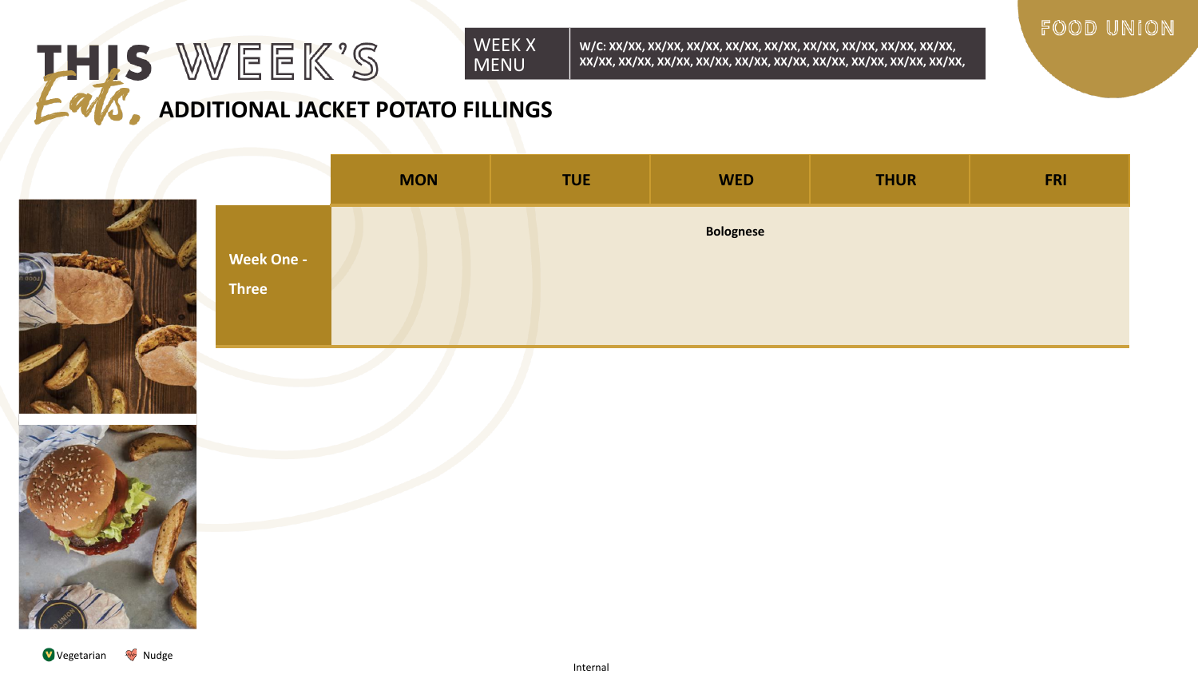# THIS WEEK'S Eats,

WEEK X MENU

W/C: XX/XX, XX/XX, XX/XX, XX/XX, XX/XX, XX/XX, XX/XX, XX/XX, XX/XX, XX/XX, XX/XX, XX/XX, XX/XX, XX/XX, XX/XX, XX/XX, XX/XX, XX/XX, XX/XX,

FOOD UNION

## ADDITIONAL JACKET POTATO FILLINGS

| | MON | TUE | WED | THUR | FRI |
|---|---|---|---|---|---|
| **Week One - Three** | | | **Bolognese** | | |

Vegetarian   Nudge

Internal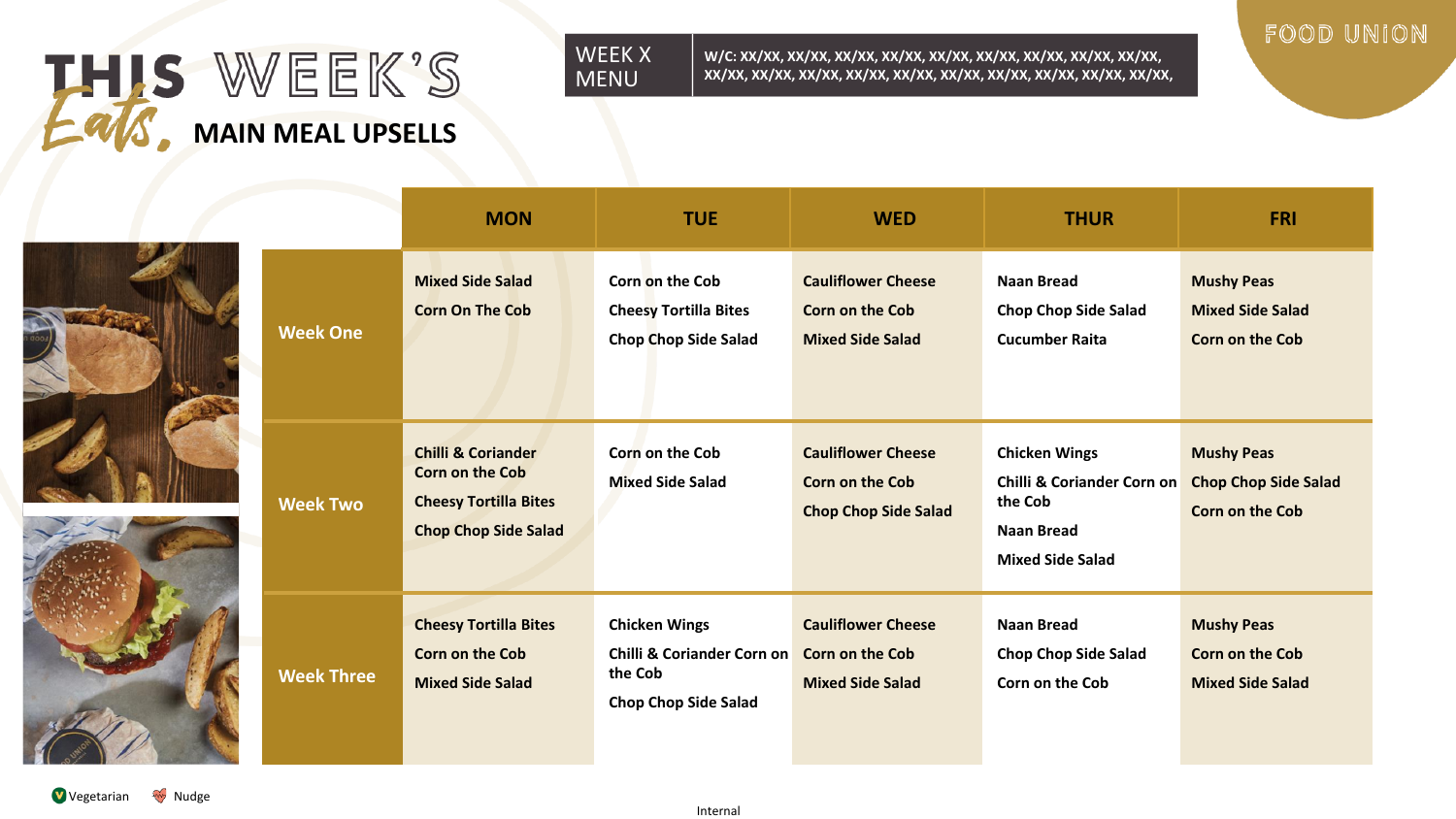# THIS WEEK'S Eats, MAIN MEAL UPSELLS

WEEK X MENU

W/C: XX/XX, XX/XX, XX/XX, XX/XX, XX/XX, XX/XX, XX/XX, XX/XX, XX/XX, XX/XX, XX/XX, XX/XX, XX/XX, XX/XX, XX/XX, XX/XX, XX/XX, XX/XX,

FOOD UNION

| | MON | TUE | WED | THUR | FRI |
|---|---|---|---|---|---|
| **Week One** | Mixed Side Salad<br>Corn On The Cob | Corn on the Cob<br>Cheesy Tortilla Bites<br>Chop Chop Side Salad | Cauliflower Cheese<br>Corn on the Cob<br>Mixed Side Salad | Naan Bread<br>Chop Chop Side Salad<br>Cucumber Raita | Mushy Peas<br>Mixed Side Salad<br>Corn on the Cob |
| **Week Two** | Chilli & Coriander Corn on the Cob<br>Cheesy Tortilla Bites<br>Chop Chop Side Salad | Corn on the Cob<br>Mixed Side Salad | Cauliflower Cheese<br>Corn on the Cob<br>Chop Chop Side Salad | Chicken Wings<br>Chilli & Coriander Corn on the Cob<br>Naan Bread<br>Mixed Side Salad | Mushy Peas<br>Chop Chop Side Salad<br>Corn on the Cob |
| **Week Three** | Cheesy Tortilla Bites<br>Corn on the Cob<br>Mixed Side Salad | Chicken Wings<br>Chilli & Coriander Corn on the Cob<br>Chop Chop Side Salad | Cauliflower Cheese<br>Corn on the Cob<br>Mixed Side Salad | Naan Bread<br>Chop Chop Side Salad<br>Corn on the Cob | Mushy Peas<br>Corn on the Cob<br>Mixed Side Salad |

Vegetarian Nudge

Internal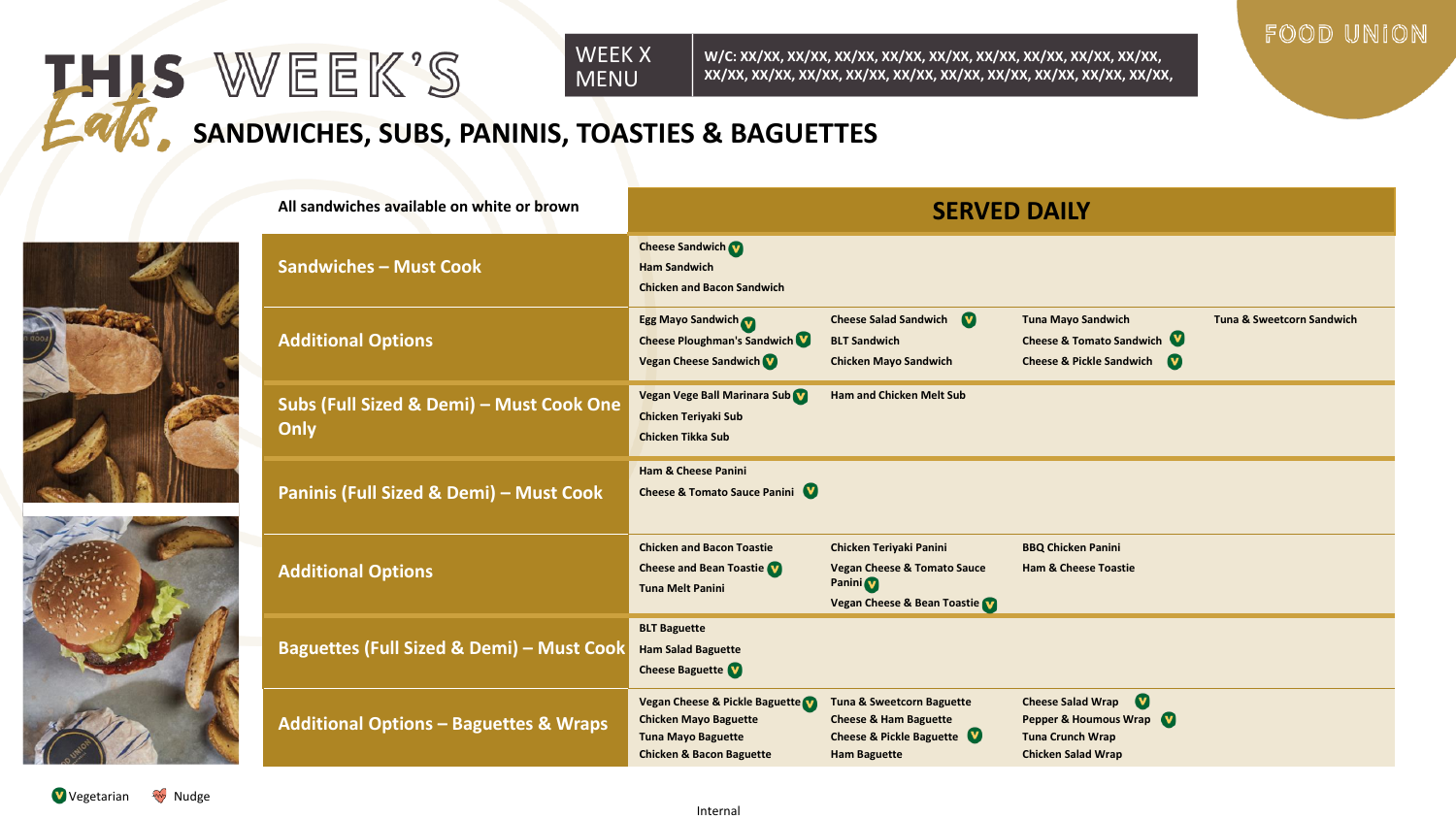# THIS WEEK'S Eats,

## SANDWICHES, SUBS, PANINIS, TOASTIES & BAGUETTES

WEEK X MENU

W/C: XX/XX, XX/XX, XX/XX, XX/XX, XX/XX, XX/XX, XX/XX, XX/XX, XX/XX, XX/XX, XX/XX, XX/XX, XX/XX, XX/XX, XX/XX, XX/XX, XX/XX, XX/XX,

FOOD UNION

| All sandwiches available on white or brown | SERVED DAILY | | | |
|---|---|---|---|---|
| **Sandwiches – Must Cook** | Cheese Sandwich (V)<br>Ham Sandwich<br>Chicken and Bacon Sandwich | | | |
| **Additional Options** | Egg Mayo Sandwich (V)<br>Cheese Ploughman's Sandwich (V)<br>Vegan Cheese Sandwich (V) | Cheese Salad Sandwich (V)<br>BLT Sandwich<br>Chicken Mayo Sandwich | Tuna Mayo Sandwich<br>Cheese & Tomato Sandwich (V)<br>Cheese & Pickle Sandwich (V) | Tuna & Sweetcorn Sandwich |
| **Subs (Full Sized & Demi) – Must Cook One Only** | Vegan Vege Ball Marinara Sub (V)<br>Chicken Teriyaki Sub<br>Chicken Tikka Sub | Ham and Chicken Melt Sub | | |
| **Paninis (Full Sized & Demi) – Must Cook** | Ham & Cheese Panini<br>Cheese & Tomato Sauce Panini (V) | | | |
| **Additional Options** | Chicken and Bacon Toastie<br>Cheese and Bean Toastie (V)<br>Tuna Melt Panini | Chicken Teriyaki Panini<br>Vegan Cheese & Tomato Sauce Panini (V)<br>Vegan Cheese & Bean Toastie (V) | BBQ Chicken Panini<br>Ham & Cheese Toastie | |
| **Baguettes (Full Sized & Demi) – Must Cook** | BLT Baguette<br>Ham Salad Baguette<br>Cheese Baguette (V) | | | |
| **Additional Options – Baguettes & Wraps** | Vegan Cheese & Pickle Baguette (V)<br>Chicken Mayo Baguette<br>Tuna Mayo Baguette<br>Chicken & Bacon Baguette | Tuna & Sweetcorn Baguette<br>Cheese & Ham Baguette<br>Cheese & Pickle Baguette (V)<br>Ham Baguette | Cheese Salad Wrap (V)<br>Pepper & Houmous Wrap (V)<br>Tuna Crunch Wrap<br>Chicken Salad Wrap | |

(V) Vegetarian  Nudge

Internal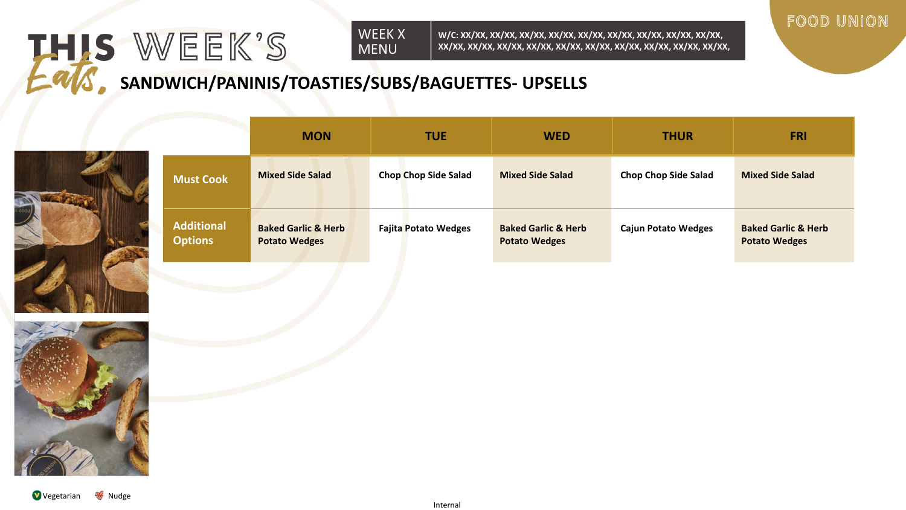# THIS WEEK'S Eats,

WEEK X MENU

W/C: XX/XX, XX/XX, XX/XX, XX/XX, XX/XX, XX/XX, XX/XX, XX/XX, XX/XX, XX/XX, XX/XX, XX/XX, XX/XX, XX/XX, XX/XX, XX/XX, XX/XX, XX/XX, XX/XX,

FOOD UNION

## SANDWICH/PANINIS/TOASTIES/SUBS/BAGUETTES- UPSELLS

| | MON | TUE | WED | THUR | FRI |
|---|---|---|---|---|---|
| **Must Cook** | **Mixed Side Salad** | **Chop Chop Side Salad** | **Mixed Side Salad** | **Chop Chop Side Salad** | **Mixed Side Salad** |
| **Additional Options** | **Baked Garlic & Herb Potato Wedges** | **Fajita Potato Wedges** | **Baked Garlic & Herb Potato Wedges** | **Cajun Potato Wedges** | **Baked Garlic & Herb Potato Wedges** |

Vegetarian   Nudge

Internal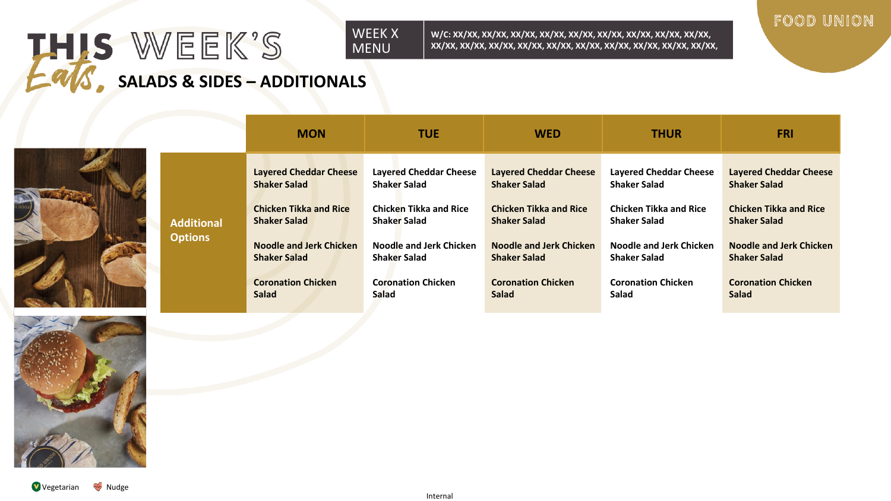# THIS WEEK'S Eats,

## SALADS & SIDES – ADDITIONALS

WEEK X MENU

W/C: XX/XX, XX/XX, XX/XX, XX/XX, XX/XX, XX/XX, XX/XX, XX/XX, XX/XX, XX/XX, XX/XX, XX/XX, XX/XX, XX/XX, XX/XX, XX/XX, XX/XX, XX/XX,

FOOD UNION

| | MON | TUE | WED | THUR | FRI |
|---|---|---|---|---|---|
| **Additional Options** | **Layered Cheddar Cheese Shaker Salad**<br>**Chicken Tikka and Rice Shaker Salad**<br>**Noodle and Jerk Chicken Shaker Salad**<br>**Coronation Chicken Salad** | **Layered Cheddar Cheese Shaker Salad**<br>**Chicken Tikka and Rice Shaker Salad**<br>**Noodle and Jerk Chicken Shaker Salad**<br>**Coronation Chicken Salad** | **Layered Cheddar Cheese Shaker Salad**<br>**Chicken Tikka and Rice Shaker Salad**<br>**Noodle and Jerk Chicken Shaker Salad**<br>**Coronation Chicken Salad** | **Layered Cheddar Cheese Shaker Salad**<br>**Chicken Tikka and Rice Shaker Salad**<br>**Noodle and Jerk Chicken Shaker Salad**<br>**Coronation Chicken Salad** | **Layered Cheddar Cheese Shaker Salad**<br>**Chicken Tikka and Rice Shaker Salad**<br>**Noodle and Jerk Chicken Shaker Salad**<br>**Coronation Chicken Salad** |

Vegetarian   Nudge

Internal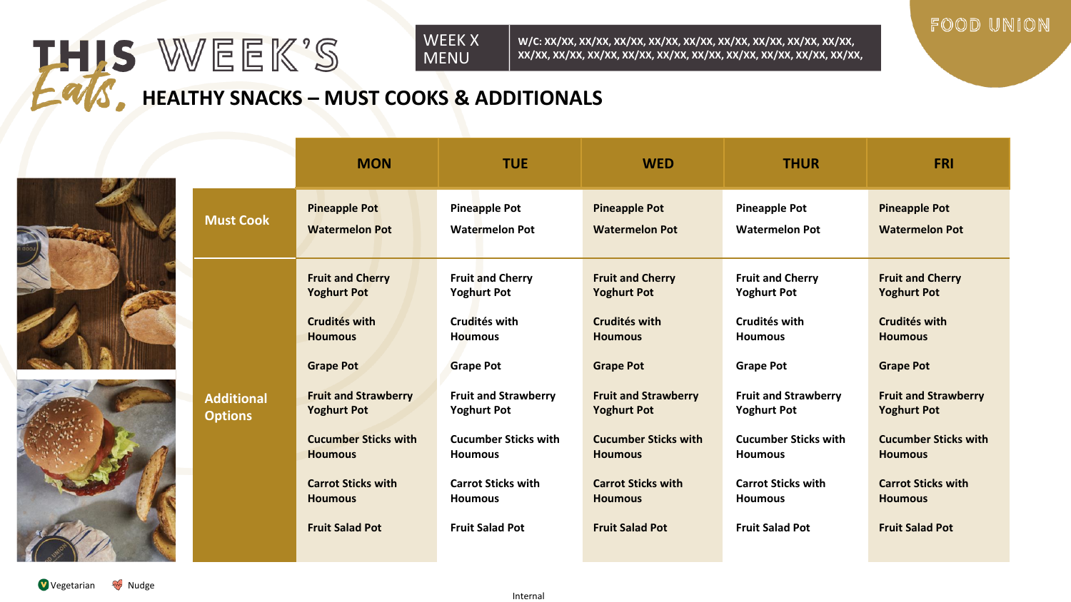# THIS WEEK'S Eats, HEALTHY SNACKS – MUST COOKS & ADDITIONALS

WEEK X MENU

W/C: XX/XX, XX/XX, XX/XX, XX/XX, XX/XX, XX/XX, XX/XX, XX/XX, XX/XX, XX/XX, XX/XX, XX/XX, XX/XX, XX/XX, XX/XX, XX/XX, XX/XX, XX/XX, XX/XX,

FOOD UNION

| | MON | TUE | WED | THUR | FRI |
|---|---|---|---|---|---|
| **Must Cook** | Pineapple Pot<br>Watermelon Pot | Pineapple Pot<br>Watermelon Pot | Pineapple Pot<br>Watermelon Pot | Pineapple Pot<br>Watermelon Pot | Pineapple Pot<br>Watermelon Pot |
| **Additional Options** | Fruit and Cherry Yoghurt Pot<br>Crudités with Houmous<br>Grape Pot<br>Fruit and Strawberry Yoghurt Pot<br>Cucumber Sticks with Houmous<br>Carrot Sticks with Houmous<br>Fruit Salad Pot | Fruit and Cherry Yoghurt Pot<br>Crudités with Houmous<br>Grape Pot<br>Fruit and Strawberry Yoghurt Pot<br>Cucumber Sticks with Houmous<br>Carrot Sticks with Houmous<br>Fruit Salad Pot | Fruit and Cherry Yoghurt Pot<br>Crudités with Houmous<br>Grape Pot<br>Fruit and Strawberry Yoghurt Pot<br>Cucumber Sticks with Houmous<br>Carrot Sticks with Houmous<br>Fruit Salad Pot | Fruit and Cherry Yoghurt Pot<br>Crudités with Houmous<br>Grape Pot<br>Fruit and Strawberry Yoghurt Pot<br>Cucumber Sticks with Houmous<br>Carrot Sticks with Houmous<br>Fruit Salad Pot | Fruit and Cherry Yoghurt Pot<br>Crudités with Houmous<br>Grape Pot<br>Fruit and Strawberry Yoghurt Pot<br>Cucumber Sticks with Houmous<br>Carrot Sticks with Houmous<br>Fruit Salad Pot |

Vegetarian Nudge

Internal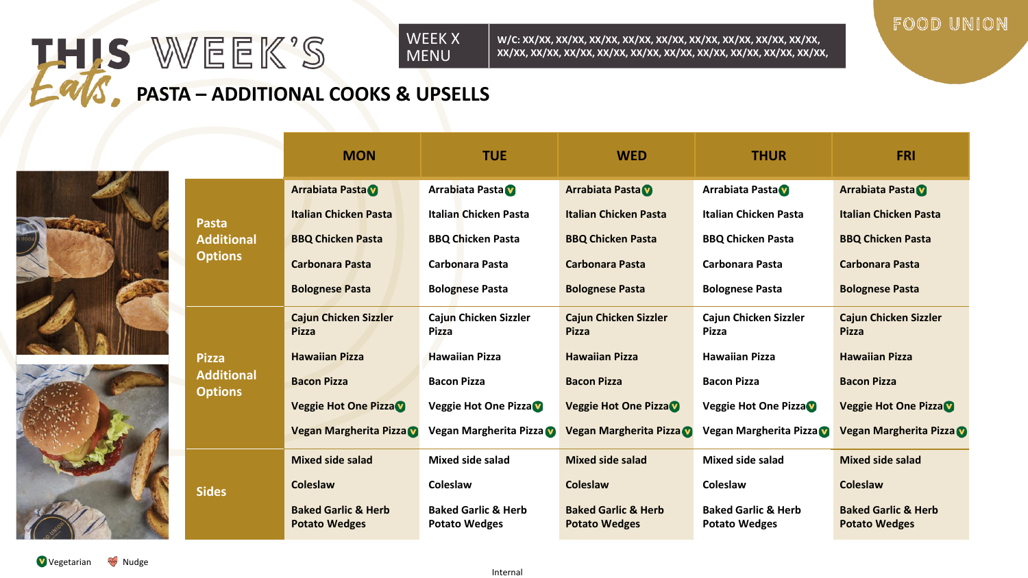# THIS WEEK'S Eats, PASTA – ADDITIONAL COOKS & UPSELLS

FOOD UNION

WEEK X MENU

W/C: XX/XX, XX/XX, XX/XX, XX/XX, XX/XX, XX/XX, XX/XX, XX/XX, XX/XX, XX/XX, XX/XX, XX/XX, XX/XX, XX/XX, XX/XX, XX/XX, XX/XX, XX/XX,

| | MON | TUE | WED | THUR | FRI |
|---|---|---|---|---|---|
| Pasta Additional Options | Arrabiata Pasta (V) | Arrabiata Pasta (V) | Arrabiata Pasta (V) | Arrabiata Pasta (V) | Arrabiata Pasta (V) |
| | Italian Chicken Pasta | Italian Chicken Pasta | Italian Chicken Pasta | Italian Chicken Pasta | Italian Chicken Pasta |
| | BBQ Chicken Pasta | BBQ Chicken Pasta | BBQ Chicken Pasta | BBQ Chicken Pasta | BBQ Chicken Pasta |
| | Carbonara Pasta | Carbonara Pasta | Carbonara Pasta | Carbonara Pasta | Carbonara Pasta |
| | Bolognese Pasta | Bolognese Pasta | Bolognese Pasta | Bolognese Pasta | Bolognese Pasta |
| Pizza Additional Options | Cajun Chicken Sizzler Pizza | Cajun Chicken Sizzler Pizza | Cajun Chicken Sizzler Pizza | Cajun Chicken Sizzler Pizza | Cajun Chicken Sizzler Pizza |
| | Hawaiian Pizza | Hawaiian Pizza | Hawaiian Pizza | Hawaiian Pizza | Hawaiian Pizza |
| | Bacon Pizza | Bacon Pizza | Bacon Pizza | Bacon Pizza | Bacon Pizza |
| | Veggie Hot One Pizza (V) | Veggie Hot One Pizza (V) | Veggie Hot One Pizza (V) | Veggie Hot One Pizza (V) | Veggie Hot One Pizza (V) |
| | Vegan Margherita Pizza (V) | Vegan Margherita Pizza (V) | Vegan Margherita Pizza (V) | Vegan Margherita Pizza (V) | Vegan Margherita Pizza (V) |
| Sides | Mixed side salad | Mixed side salad | Mixed side salad | Mixed side salad | Mixed side salad |
| | Coleslaw | Coleslaw | Coleslaw | Coleslaw | Coleslaw |
| | Baked Garlic & Herb Potato Wedges | Baked Garlic & Herb Potato Wedges | Baked Garlic & Herb Potato Wedges | Baked Garlic & Herb Potato Wedges | Baked Garlic & Herb Potato Wedges |

(V) Vegetarian   Nudge

Internal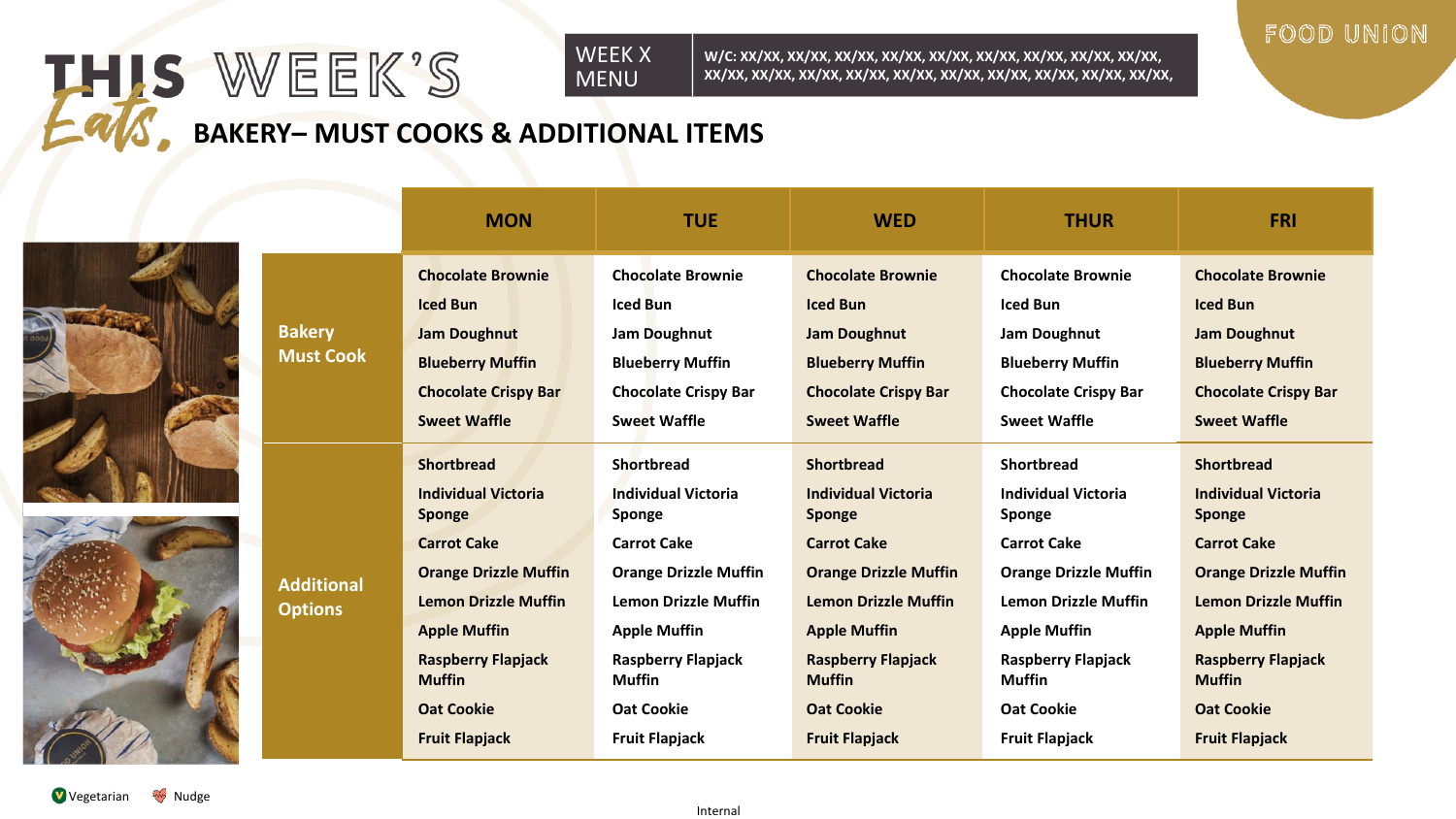# THIS WEEK'S Eats, BAKERY– MUST COOKS & ADDITIONAL ITEMS

WEEK X MENU

W/C: XX/XX, XX/XX, XX/XX, XX/XX, XX/XX, XX/XX, XX/XX, XX/XX, XX/XX, XX/XX, XX/XX, XX/XX, XX/XX, XX/XX, XX/XX, XX/XX, XX/XX, XX/XX,

FOOD UNION

| | MON | TUE | WED | THUR | FRI |
|---|---|---|---|---|---|
| **Bakery Must Cook** | Chocolate Brownie<br>Iced Bun<br>Jam Doughnut<br>Blueberry Muffin<br>Chocolate Crispy Bar<br>Sweet Waffle | Chocolate Brownie<br>Iced Bun<br>Jam Doughnut<br>Blueberry Muffin<br>Chocolate Crispy Bar<br>Sweet Waffle | Chocolate Brownie<br>Iced Bun<br>Jam Doughnut<br>Blueberry Muffin<br>Chocolate Crispy Bar<br>Sweet Waffle | Chocolate Brownie<br>Iced Bun<br>Jam Doughnut<br>Blueberry Muffin<br>Chocolate Crispy Bar<br>Sweet Waffle | Chocolate Brownie<br>Iced Bun<br>Jam Doughnut<br>Blueberry Muffin<br>Chocolate Crispy Bar<br>Sweet Waffle |
| **Additional Options** | Shortbread<br>Individual Victoria Sponge<br>Carrot Cake<br>Orange Drizzle Muffin<br>Lemon Drizzle Muffin<br>Apple Muffin<br>Raspberry Flapjack Muffin<br>Oat Cookie<br>Fruit Flapjack | Shortbread<br>Individual Victoria Sponge<br>Carrot Cake<br>Orange Drizzle Muffin<br>Lemon Drizzle Muffin<br>Apple Muffin<br>Raspberry Flapjack Muffin<br>Oat Cookie<br>Fruit Flapjack | Shortbread<br>Individual Victoria Sponge<br>Carrot Cake<br>Orange Drizzle Muffin<br>Lemon Drizzle Muffin<br>Apple Muffin<br>Raspberry Flapjack Muffin<br>Oat Cookie<br>Fruit Flapjack | Shortbread<br>Individual Victoria Sponge<br>Carrot Cake<br>Orange Drizzle Muffin<br>Lemon Drizzle Muffin<br>Apple Muffin<br>Raspberry Flapjack Muffin<br>Oat Cookie<br>Fruit Flapjack | Shortbread<br>Individual Victoria Sponge<br>Carrot Cake<br>Orange Drizzle Muffin<br>Lemon Drizzle Muffin<br>Apple Muffin<br>Raspberry Flapjack Muffin<br>Oat Cookie<br>Fruit Flapjack |

V Vegetarian   Nudge

Internal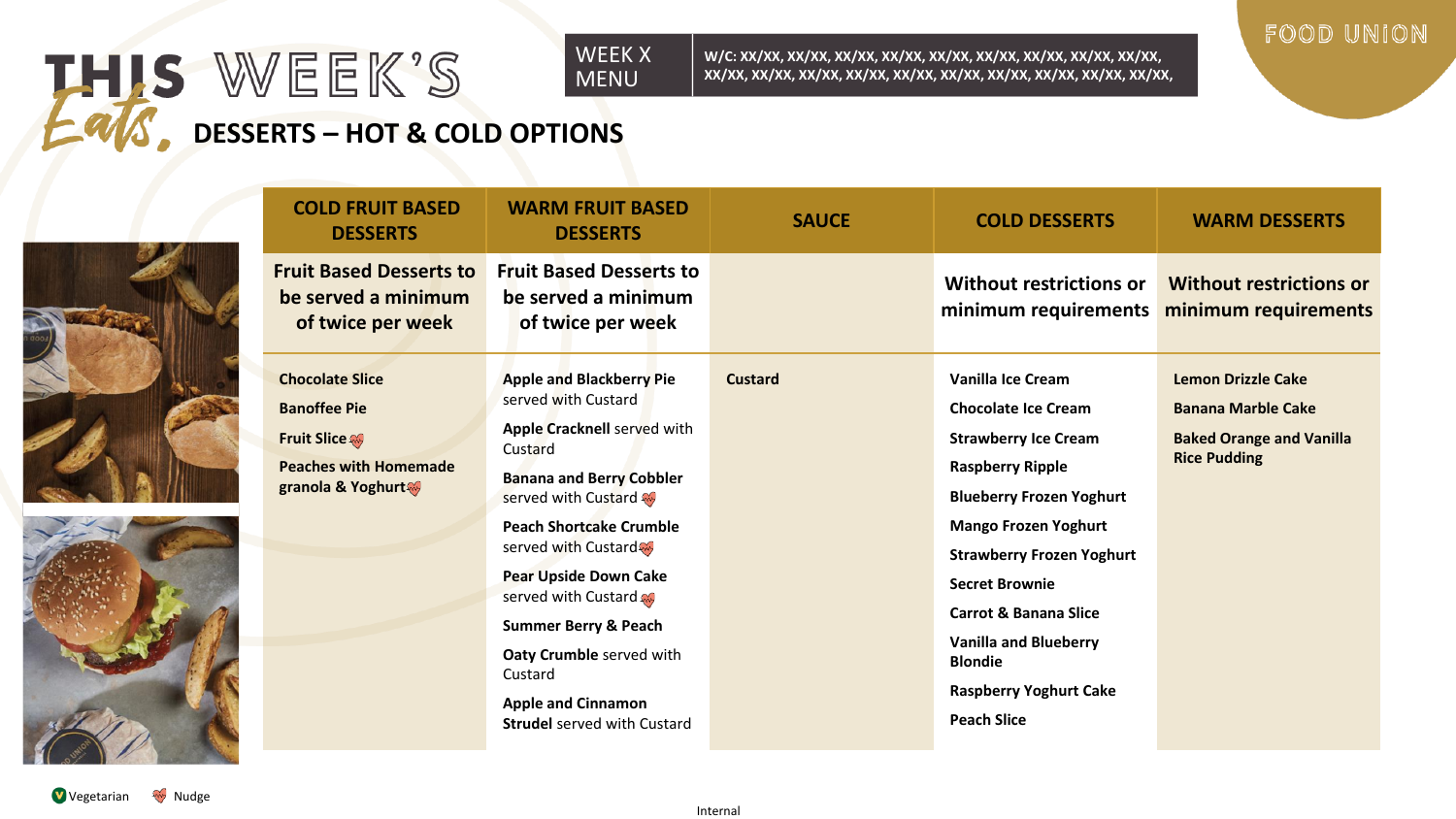# THIS WEEK'S Eats, DESSERTS – HOT & COLD OPTIONS

WEEK X MENU

W/C: XX/XX, XX/XX, XX/XX, XX/XX, XX/XX, XX/XX, XX/XX, XX/XX, XX/XX, XX/XX, XX/XX, XX/XX, XX/XX, XX/XX, XX/XX, XX/XX, XX/XX, XX/XX, XX/XX,

FOOD UNION

| COLD FRUIT BASED DESSERTS | WARM FRUIT BASED DESSERTS | SAUCE | COLD DESSERTS | WARM DESSERTS |
|---|---|---|---|---|
| Fruit Based Desserts to be served a minimum of twice per week | Fruit Based Desserts to be served a minimum of twice per week | | Without restrictions or minimum requirements | Without restrictions or minimum requirements |
| **Chocolate Slice**<br>**Banoffee Pie**<br>**Fruit Slice** (Nudge)<br>**Peaches with Homemade granola & Yoghurt** (Nudge) | **Apple and Blackberry Pie** served with Custard<br>**Apple Cracknell** served with Custard<br>**Banana and Berry Cobbler** served with Custard (Nudge)<br>**Peach Shortcake Crumble** served with Custard (Nudge)<br>**Pear Upside Down Cake** served with Custard (Nudge)<br>**Summer Berry & Peach**<br>**Oaty Crumble** served with Custard<br>**Apple and Cinnamon Strudel** served with Custard | **Custard** | **Vanilla Ice Cream**<br>**Chocolate Ice Cream**<br>**Strawberry Ice Cream**<br>**Raspberry Ripple**<br>**Blueberry Frozen Yoghurt**<br>**Mango Frozen Yoghurt**<br>**Strawberry Frozen Yoghurt**<br>**Secret Brownie**<br>**Carrot & Banana Slice**<br>**Vanilla and Blueberry Blondie**<br>**Raspberry Yoghurt Cake**<br>**Peach Slice** | **Lemon Drizzle Cake**<br>**Banana Marble Cake**<br>**Baked Orange and Vanilla Rice Pudding** |

V Vegetarian   Nudge

Internal